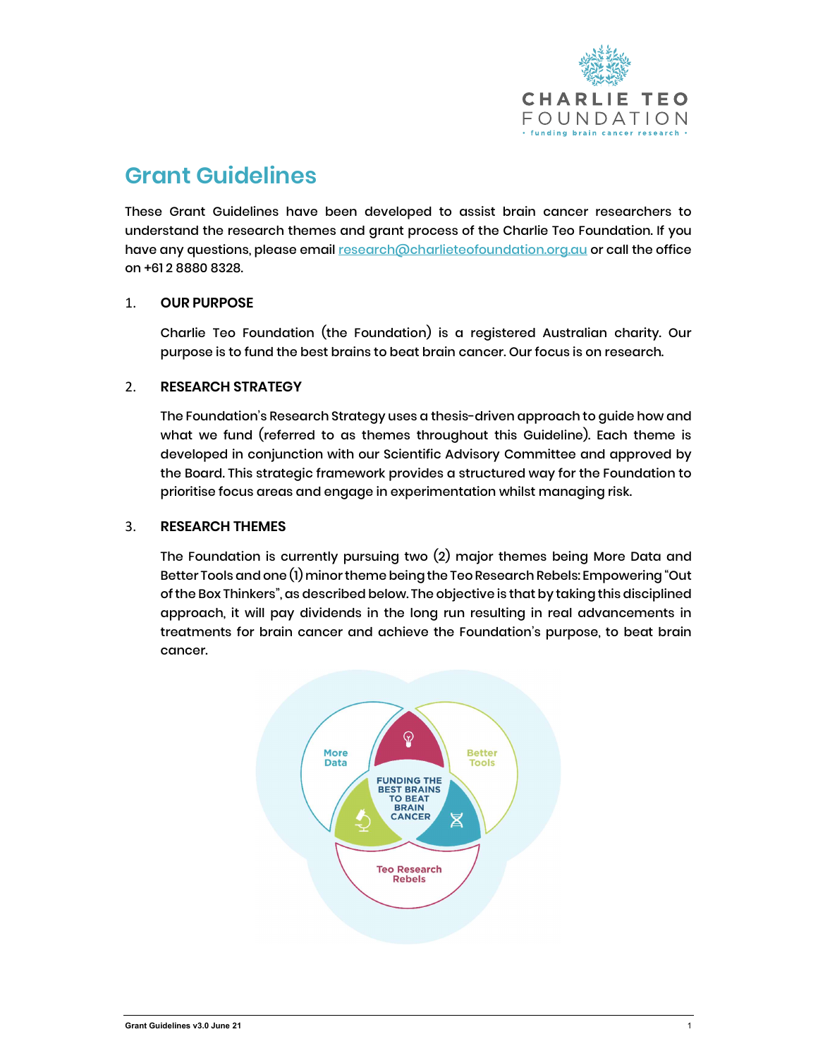# Grant Guidelines

These Grant Guidelines have been developed to assist brain cancer researchers to understand the research themes and grant process of the Charlie Teo Foundation. If you have any questions, please email research@charlieteofoundation.org.au or call the office on +61 2 8880 8328.

## 1. OUR PURPOSE

Charlie Teo Foundation (the Foundation) is a registered Australian charity. Our purpose is to fund the best brains to beat brain cancer. Our focus is on research.

## 2. RESEARCH STRATEGY

The Foundation's Research Strategy uses a thesis-driven approach to guide how and what we fund (referred to as themes throughout this Guideline). Each theme is developed in conjunction with our Scientific Advisory Committee and approved by the Board. This strategic framework provides a structured way for the Foundation to prioritise focus areas and engage in experimentation whilst managing risk.

## 3. RESEARCH THEMES

The Foundation is currently pursuing two (2) major themes being More Data and Better Tools and one (1) minor theme being the Teo Research Rebels: Empowering "Out of the Box Thinkers", as described below. The objective is that by taking this disciplined approach, it will pay dividends in the long run resulting in real advancements in treatments for brain cancer and achieve the Foundation's purpose, to beat brain cancer.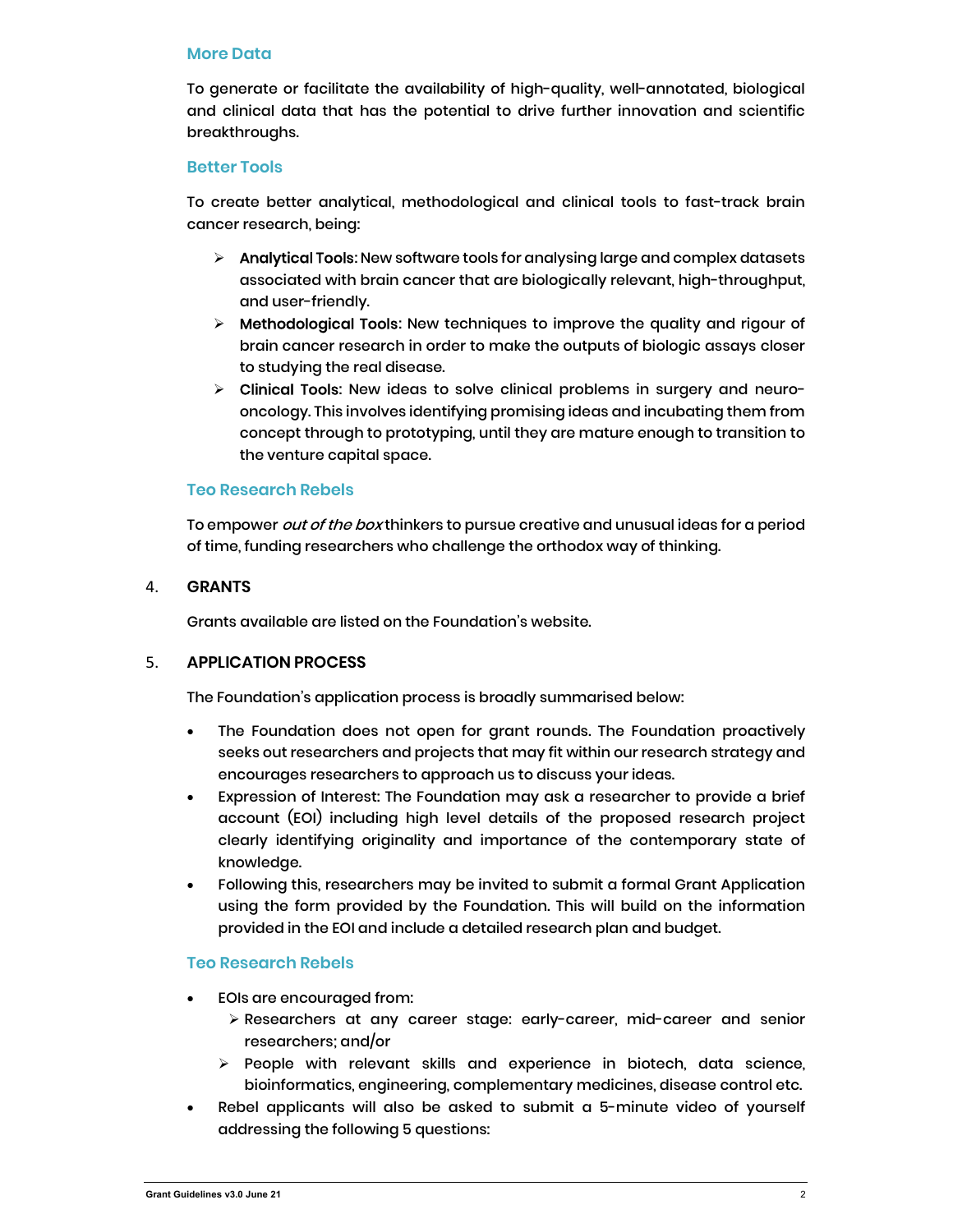### More Data

To generate or facilitate the availability of high-quality, well-annotated, biological and clinical data that has the potential to drive further innovation and scientific breakthroughs.

### Better Tools

To create better analytical, methodological and clinical tools to fast-track brain cancer research, being:

- **Analytical Tools:** New software tools for analysing large and complex datasets associated with brain cancer that are biologically relevant, high-throughput, and user-friendly.
- **Methodological Tools:** New techniques to improve the quality and rigour of brain cancer research in order to make the outputs of biologic assays closer to studying the real disease.
- **Clinical Tools:** New ideas to solve clinical problems in surgery and neuro-oncology. This involves identifying promising ideas and incubating them from concept through to prototyping, until they are mature enough to transition to the venture capital space.

### Teo Research Rebels

To empower *out of the box* thinkers to pursue creative and unusual ideas for a period of time, funding researchers who challenge the orthodox way of thinking.

## 4. GRANTS

Grants available are listed on the Foundation's website.

## 5. APPLICATION PROCESS

The Foundation's application process is broadly summarised below:

- The Foundation does not open for grant rounds. The Foundation proactively seeks out researchers and projects that may fit within our research strategy and encourages researchers to approach us to discuss your ideas.
- Expression of Interest: The Foundation may ask a researcher to provide a brief account (EOI) including high level details of the proposed research project clearly identifying originality and importance of the contemporary state of knowledge.
- Following this, researchers may be invited to submit a formal Grant Application using the form provided by the Foundation. This will build on the information provided in the EOI and include a detailed research plan and budget.

### Teo Research Rebels

- EOIs are encouraged from:
  - Researchers at any career stage: early-career, mid-career and senior researchers; and/or
  - People with relevant skills and experience in biotech, data science, bioinformatics, engineering, complementary medicines, disease control etc.
- Rebel applicants will also be asked to submit a 5-minute video of yourself addressing the following 5 questions: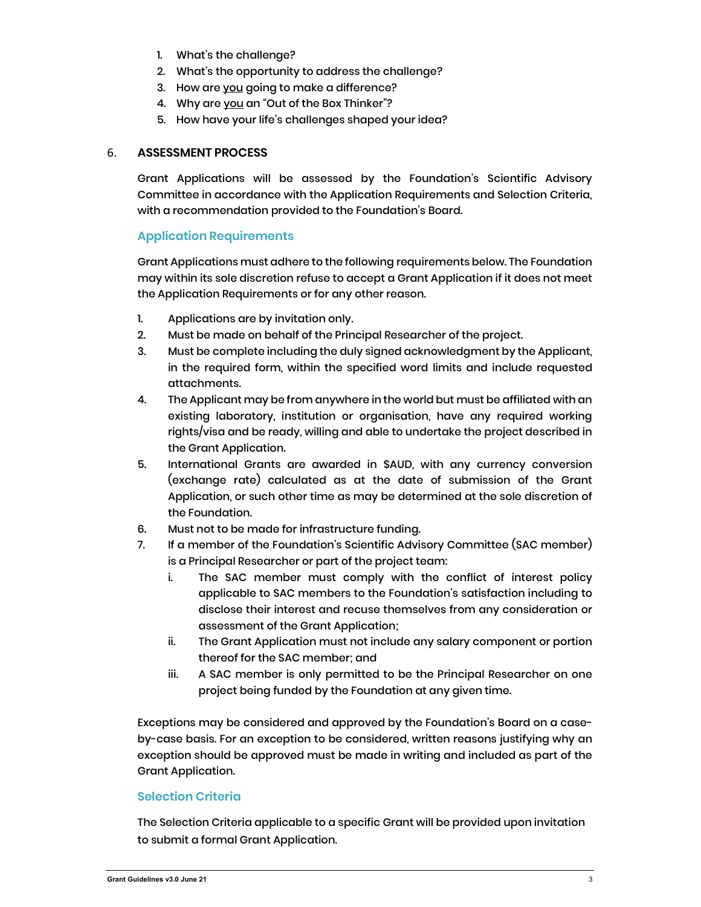1. What's the challenge?
2. What's the opportunity to address the challenge?
3. How are you going to make a difference?
4. Why are you an "Out of the Box Thinker"?
5. How have your life's challenges shaped your idea?

## 6. ASSESSMENT PROCESS

Grant Applications will be assessed by the Foundation's Scientific Advisory Committee in accordance with the Application Requirements and Selection Criteria, with a recommendation provided to the Foundation's Board.

### Application Requirements

Grant Applications must adhere to the following requirements below. The Foundation may within its sole discretion refuse to accept a Grant Application if it does not meet the Application Requirements or for any other reason.

1. Applications are by invitation only.
2. Must be made on behalf of the Principal Researcher of the project.
3. Must be complete including the duly signed acknowledgment by the Applicant, in the required form, within the specified word limits and include requested attachments.
4. The Applicant may be from anywhere in the world but must be affiliated with an existing laboratory, institution or organisation, have any required working rights/visa and be ready, willing and able to undertake the project described in the Grant Application.
5. International Grants are awarded in $AUD, with any currency conversion (exchange rate) calculated as at the date of submission of the Grant Application, or such other time as may be determined at the sole discretion of the Foundation.
6. Must not to be made for infrastructure funding.
7. If a member of the Foundation's Scientific Advisory Committee (SAC member) is a Principal Researcher or part of the project team:
   i. The SAC member must comply with the conflict of interest policy applicable to SAC members to the Foundation's satisfaction including to disclose their interest and recuse themselves from any consideration or assessment of the Grant Application;
   ii. The Grant Application must not include any salary component or portion thereof for the SAC member; and
   iii. A SAC member is only permitted to be the Principal Researcher on one project being funded by the Foundation at any given time.

Exceptions may be considered and approved by the Foundation's Board on a case-by-case basis. For an exception to be considered, written reasons justifying why an exception should be approved must be made in writing and included as part of the Grant Application.

### Selection Criteria

The Selection Criteria applicable to a specific Grant will be provided upon invitation to submit a formal Grant Application.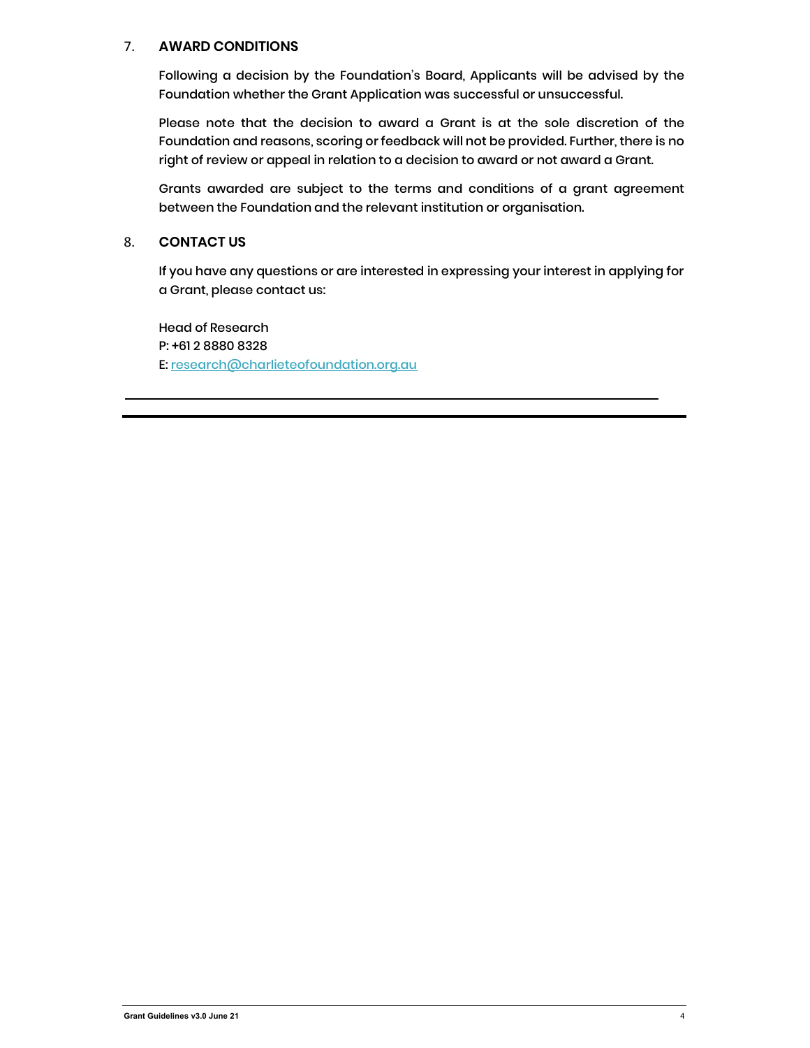## 7. AWARD CONDITIONS

Following a decision by the Foundation's Board, Applicants will be advised by the Foundation whether the Grant Application was successful or unsuccessful.

Please note that the decision to award a Grant is at the sole discretion of the Foundation and reasons, scoring or feedback will not be provided. Further, there is no right of review or appeal in relation to a decision to award or not award a Grant.

Grants awarded are subject to the terms and conditions of a grant agreement between the Foundation and the relevant institution or organisation.

## 8. CONTACT US

If you have any questions or are interested in expressing your interest in applying for a Grant, please contact us:

Head of Research
P: +61 2 8880 8328
E: research@charlieteofoundation.org.au